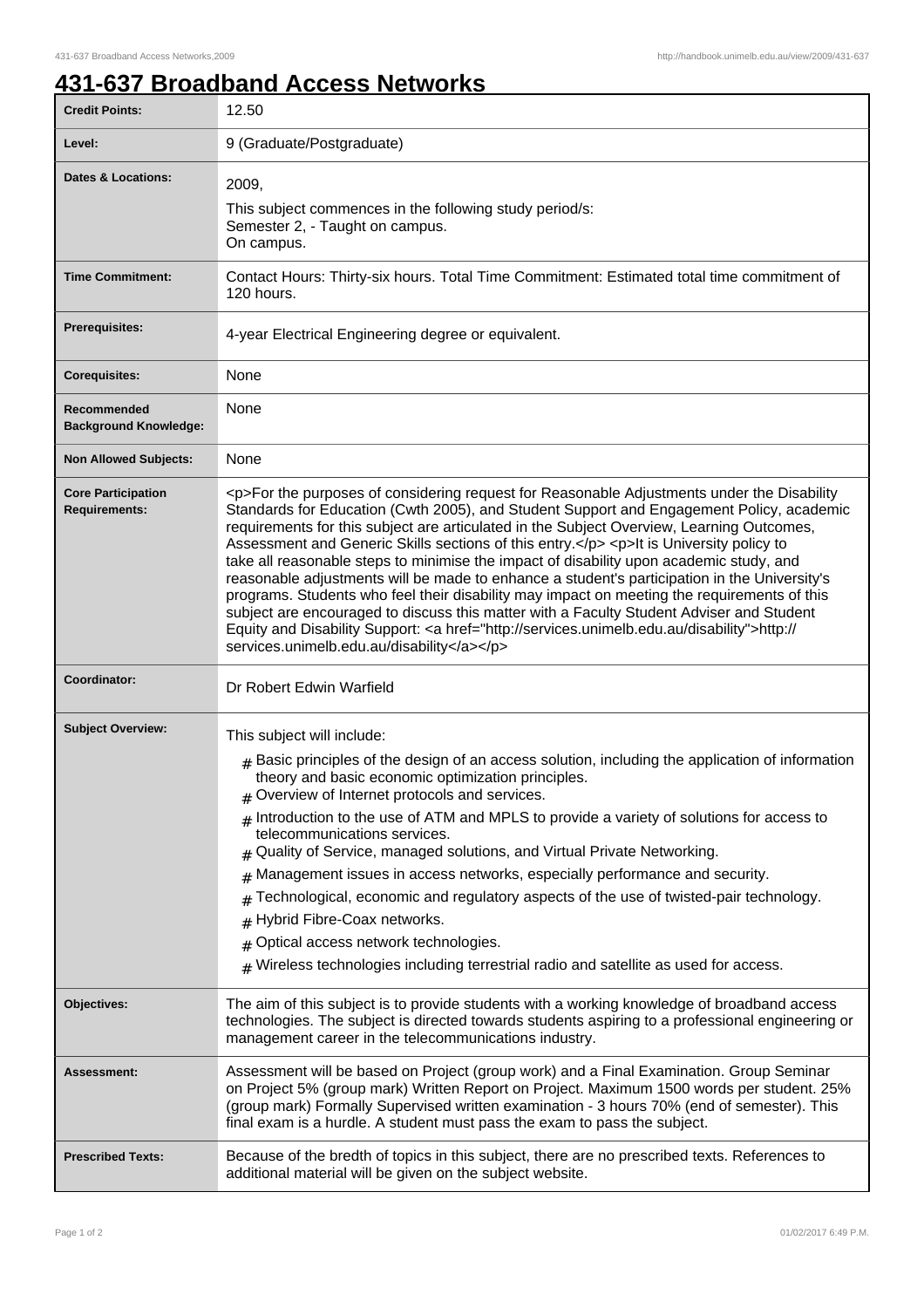# 431-637 Broadband Access Networks

| | |
|---|---|
| **Credit Points:** | 12.50 |
| **Level:** | 9 (Graduate/Postgraduate) |
| **Dates & Locations:** | 2009,<br>This subject commences in the following study period/s:<br>Semester 2, - Taught on campus.<br>On campus. |
| **Time Commitment:** | Contact Hours: Thirty-six hours. Total Time Commitment: Estimated total time commitment of 120 hours. |
| **Prerequisites:** | 4-year Electrical Engineering degree or equivalent. |
| **Corequisites:** | None |
| **Recommended Background Knowledge:** | None |
| **Non Allowed Subjects:** | None |
| **Core Participation Requirements:** | <p>For the purposes of considering request for Reasonable Adjustments under the Disability Standards for Education (Cwth 2005), and Student Support and Engagement Policy, academic requirements for this subject are articulated in the Subject Overview, Learning Outcomes, Assessment and Generic Skills sections of this entry.</p> <p>It is University policy to take all reasonable steps to minimise the impact of disability upon academic study, and reasonable adjustments will be made to enhance a student's participation in the University's programs. Students who feel their disability may impact on meeting the requirements of this subject are encouraged to discuss this matter with a Faculty Student Adviser and Student Equity and Disability Support: <a href="http://services.unimelb.edu.au/disability">http://services.unimelb.edu.au/disability</a></p> |
| **Coordinator:** | Dr Robert Edwin Warfield |
| **Subject Overview:** | This subject will include:<br># Basic principles of the design of an access solution, including the application of information theory and basic economic optimization principles.<br># Overview of Internet protocols and services.<br># Introduction to the use of ATM and MPLS to provide a variety of solutions for access to telecommunications services.<br># Quality of Service, managed solutions, and Virtual Private Networking.<br># Management issues in access networks, especially performance and security.<br># Technological, economic and regulatory aspects of the use of twisted-pair technology.<br># Hybrid Fibre-Coax networks.<br># Optical access network technologies.<br># Wireless technologies including terrestrial radio and satellite as used for access. |
| **Objectives:** | The aim of this subject is to provide students with a working knowledge of broadband access technologies. The subject is directed towards students aspiring to a professional engineering or management career in the telecommunications industry. |
| **Assessment:** | Assessment will be based on Project (group work) and a Final Examination. Group Seminar on Project 5% (group mark) Written Report on Project. Maximum 1500 words per student. 25% (group mark) Formally Supervised written examination - 3 hours 70% (end of semester). This final exam is a hurdle. A student must pass the exam to pass the subject. |
| **Prescribed Texts:** | Because of the bredth of topics in this subject, there are no prescribed texts. References to additional material will be given on the subject website. |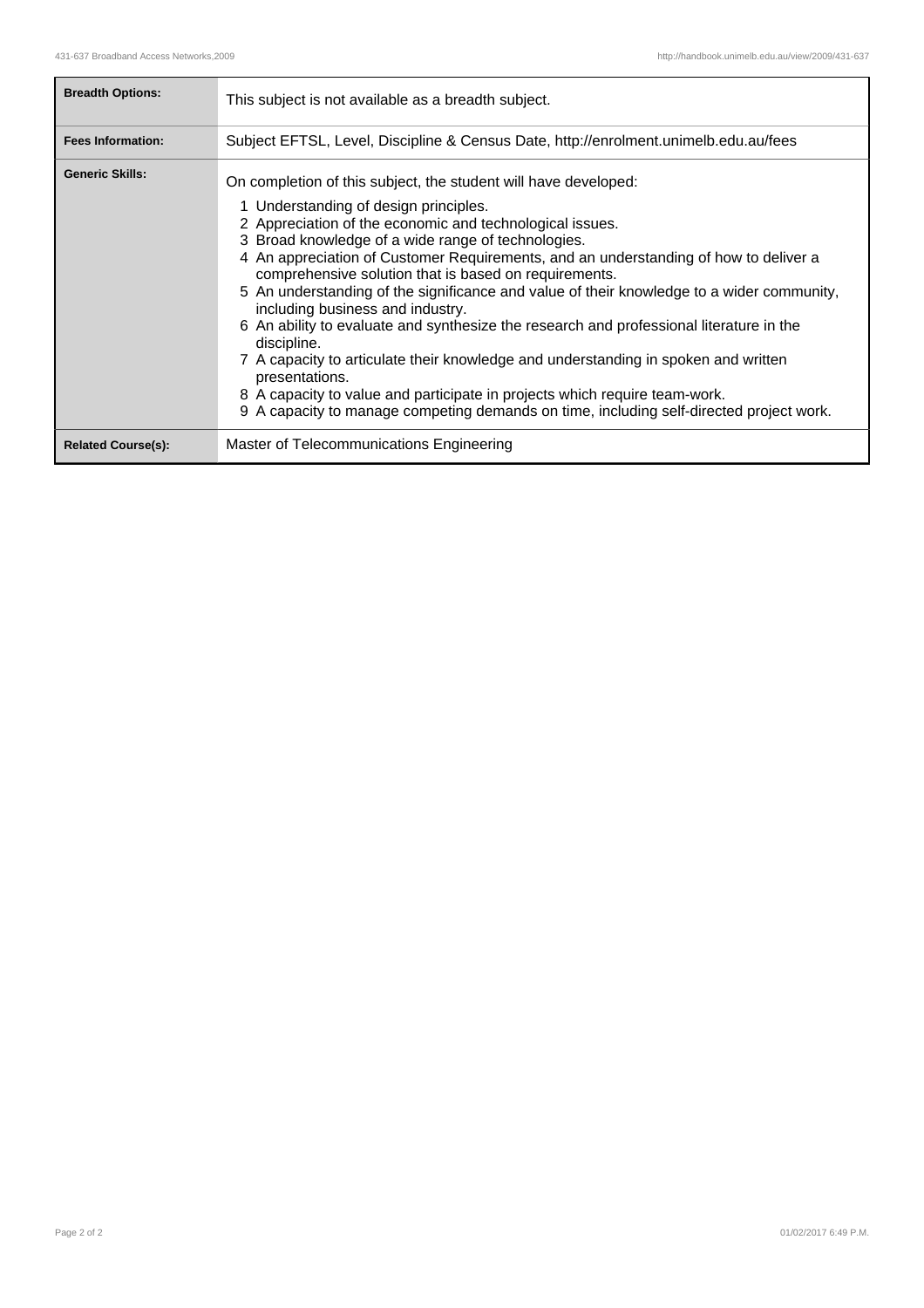| | |
|---|---|
| **Breadth Options:** | This subject is not available as a breadth subject. |
| **Fees Information:** | Subject EFTSL, Level, Discipline & Census Date, http://enrolment.unimelb.edu.au/fees |
| **Generic Skills:** | On completion of this subject, the student will have developed:<br>1 Understanding of design principles.<br>2 Appreciation of the economic and technological issues.<br>3 Broad knowledge of a wide range of technologies.<br>4 An appreciation of Customer Requirements, and an understanding of how to deliver a comprehensive solution that is based on requirements.<br>5 An understanding of the significance and value of their knowledge to a wider community, including business and industry.<br>6 An ability to evaluate and synthesize the research and professional literature in the discipline.<br>7 A capacity to articulate their knowledge and understanding in spoken and written presentations.<br>8 A capacity to value and participate in projects which require team-work.<br>9 A capacity to manage competing demands on time, including self-directed project work. |
| **Related Course(s):** | Master of Telecommunications Engineering |